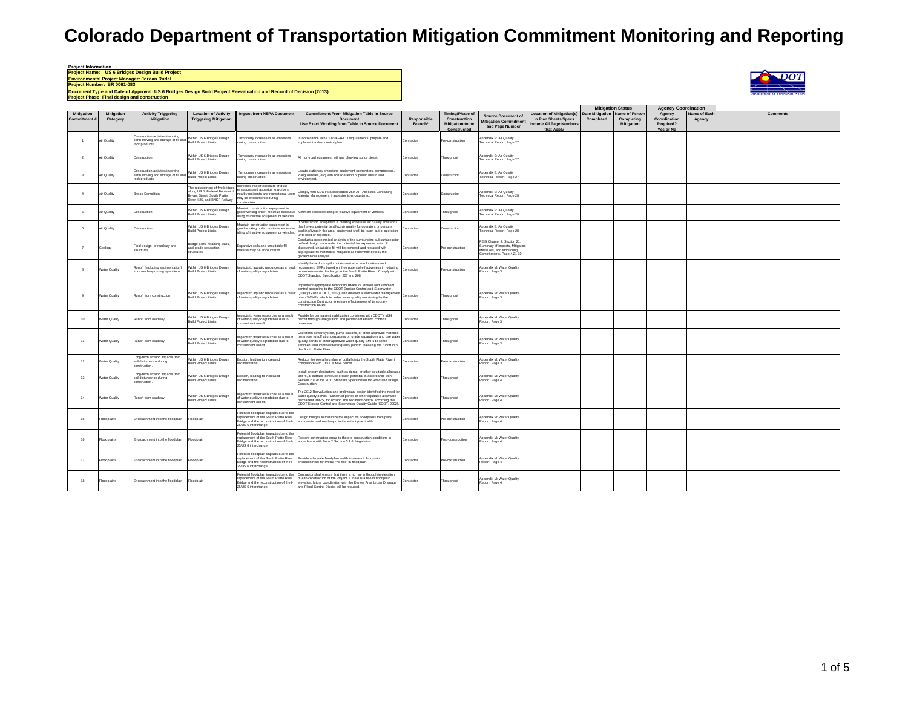# Colorado Department of Transportation Mitigation Commitment Monitoring and Reporting

**Project Information**
**Project Name: US 6 Bridges Design Build Project**
**Environmental Project Manager: Jordan Rudel**
**Project Number: BR 0061-083**
**Document Type and Date of Approval: US 6 Bridges Design Build Project Reevaluation and Record of Decision (2013)**
**Project Phase: Final design and construction**

| Mitigation Commitment # | Mitigation Category | Activity Triggering Mitigation | Location of Activity Triggering Mitigation | Impact from NEPA Document | Commitment From Mitigation Table In Source Document Use Exact Wording from Table in Source Document | Responsible Branch* | Timing/Phase of Construction Mitigation to be Constructed | Source Document of Mitigation Commitment and Page Number | Location of Mitigation(s) in Plan Sheets/Specs Include All Page Numbers that Apply | Mitigation Status: Date Mitigation Completed | Mitigation Status: Name of Person Completing Mitigation | Agency Coordination: Agency Coordination Required? Yes or No | Agency Coordination: Name of Each Agency | Comments |
|---|---|---|---|---|---|---|---|---|---|---|---|---|---|---|
| 1 | Air Quality | Construction activities involving earth moving and storage of fill and rock products. | Within US 6 Bridges Design Build Project Limits | Temporary increase in air emissions during construction. | In accordance with CDPHE-APCD requirements, prepare and implement a dust control plan. | Contractor | Pre-construction | Appendix E: Air Quality Technical Report, Page 27 | | | | | | |
| 2 | Air Quality | Construction | Within US 6 Bridges Design Build Project Limits | Temporary increase in air emissions during construction. | All non-road equipment will use ultra-low sulfur diesel. | Contractor | Throughout | Appendix E: Air Quality Technical Report, Page 27 | | | | | | |
| 3 | Air Quality | Construction activities involving earth moving and storage of fill and rock products. | Within US 6 Bridges Design Build Project Limits | Temporary increase in air emissions during construction. | Locate stationary emissions equipment (generators, compressors, idling vehicles, etc) with consideration of public health and environment. | Contractor | Construction | Appendix E: Air Quality Technical Report, Page 27 | | | | | | |
| 4 | Air Quality | Bridge Demolition | The replacement of five bridges along US 6: Federal Boulevard, Bryant Street, South Platte River, I-25, and BNSF Railway | Increased risk of exposure of dust emissions and asbestos to workers, nearby residents and recreational users may be encountered during construction. | Comply with CDOT's Specification 250.70 - Asbestos Containing Material Management if asbestos is encountered. | Contractor | Construction | Appendix E: Air Quality Technical Report, Page 28 | | | | | | |
| 5 | Air Quality | Construction | Within US 6 Bridges Design Build Project Limits | Maintain construction equipment in good working order; minimize excessive idling of inactive equipment or vehicles. | Minimize excessive idling of inactive equipment or vehicles. | Contractor | Throughout | Appendix E: Air Quality Technical Report, Page 28 | | | | | | |
| 6 | Air Quality | Construction | Within US 6 Bridges Design Build Project Limits | Maintain construction equipment in good working order; minimize excessive idling of inactive equipment or vehicles. | If construction equipment is creating excessive air quality emissions that have a potential to affect air quality for operators or persons working/living in the area, equipment shall be taken out of operation until fixed or replaced. | Contractor | Construction | Appendix E: Air Quality Technical Report, Page 28 | | | | | | |
| 7 | Geology | Final design of roadway and structures | Bridge piers, retaining walls, and grade separation structures. | Expansive soils and unsuitable fill material may be encountered. | Conduct a geotechnical analysis of the surrounding subsurface prior to final design to consider the potential for expansive soils. If discovered, unsuitable fill will be removed and replaced with appropriate fill material or mitigated as recommended by the geotechnical analysis. | Contractor | Pre-construction | FEIS Chapter 4, Section 21, Summary of Impacts, Mitigation Measures, and Monitoring Commitments, Page 4.21-10 | | | | | | |
| 8 | Water Quality | Runoff (including sedimentation) from roadway during operations. | Within US 6 Bridges Design Build Project Limits | Impacts to aquatic resources as a result of water quality degradation. | Identify hazardous spill containment structure locations and recommend BMPs based on their potential effectiveness in reducing hazardous waste discharge to the South Platte River. Comply with CDOT Standard Specification 207 and 208. | Contractor | Pre-construction | Appendix M: Water Quality Report, Page 3 | | | | | | |
| 9 | Water Quality | Runoff from construction | Within US 6 Bridges Design Build Project Limits | Impacts to aquatic resources as a result of water quality degradation. | Implement appropriate temporary BMPs for erosion and sediment control according to the CDOT Erosion Control and Stormwater Quality Guide (CDOT, 2002), and develop a stormwater management plan (SWMP), which includes water quality monitoring by the construction Contractor to ensure effectiveness of temporary construction BMPs. | Contractor | Throughout | Appendix M: Water Quality Report, Page 3 | | | | | | |
| 10 | Water Quality | Runoff from roadway. | Within US 6 Bridges Design Build Project Limits | Impacts to water resources as a result of water quality degradation due to contaminant runoff. | Provide for permanent stabilization consistent with CDOT's MS4 permit through revegetation and permanent erosion controls measures. | Contractor | Throughout | Appendix M: Water Quality Report, Page 3 | | | | | | |
| 11 | Water Quality | Runoff from roadway. | Within US 6 Bridges Design Build Project Limits | Impacts to water resources as a result of water quality degradation due to contaminant runoff. | Use storm sewer system, pump stations, or other approved methods to remove runoff at underpasses on grade separations and use water quality ponds or other approved water quality BMPs to settle sediment and improve water quality prior to releasing the runoff into the South Platte River. | Contractor | Throughout | Appendix M: Water Quality Report, Page 3 | | | | | | |
| 12 | Water Quality | Long-term erosion impacts from soil disturbance during construction. | Within US 6 Bridges Design Build Project Limits | Erosion, leading to increased sedimentation. | Reduce the overall number of outfalls into the South Platte River in compliance with CDOT's MS4 permit. | Contractor | Pre-construction | Appendix M: Water Quality Report, Page 3 | | | | | | |
| 13 | Water Quality | Long-term erosion impacts from soil disturbance during construction. | Within US 6 Bridges Design Build Project Limits | Erosion, leading to increased sedimentation. | Install energy dissipaters, such as riprap, or other equitable allowable BMPs, at outfalls to reduce erosion potential in accordance with Section 208 of the 2011 Standard Specification for Road and Bridge Construction. | Contractor | Throughout | Appendix M: Water Quality Report, Page 4 | | | | | | |
| 14 | Water Quality | Runoff from roadway. | Within US 6 Bridges Design Build Project Limits | Impacts to water resources as a result of water quality degradation due to contaminant runoff. | The 2012 Reevaluation and preliminary design identified the need for water quality ponds. Construct ponds or other equitable allowable permanent BMPS, for erosion and sediment control according the CDOT Erosion Control and Stormwater Quality Guide (CDOT, 2002). | Contractor | Throughout | Appendix M: Water Quality Report, Page 4 | | | | | | |
| 15 | Floodplains | Encroachment into the floodplain. | Floodplain | Potential floodplain impacts due to the replacement of the South Platte River Bridge and the reconstruction of the I-25/US 6 interchange | Design bridges to minimize the impact on floodplains from piers, abutments, and roadways, to the extent practicable. | Contractor | Pre-construction | Appendix M: Water Quality Report, Page 4 | | | | | | |
| 16 | Floodplains | Encroachment into the floodplain. | Floodplain | Potential floodplain impacts due to the replacement of the South Platte River Bridge and the reconstruction of the I-25/US 6 interchange | Restore construction areas to the pre-construction conditions in accordance with Book 2 Section 5.1.6. Vegetation. | Contractor | Post-construction | Appendix M: Water Quality Report, Page 4 | | | | | | |
| 17 | Floodplains | Encroachment into the floodplain. | Floodplain | Potential floodplain impacts due to the replacement of the South Platte River Bridge and the reconstruction of the I-25/US 6 interchange | Provide adequate floodplain width in areas of floodplain encroachment for overall "no rise" in floodplain. | Contractor | Pre-construction | Appendix M: Water Quality Report, Page 4 | | | | | | |
| 18 | Floodplains | Encroachment into the floodplain. | Floodplain | Potential floodplain impacts due to the replacement of the South Platte River Bridge and the reconstruction of the I-25/US 6 interchange | Contractor shall ensure that there is no rise in floodplain elevation due to construction of the Project. If there is a rise in floodplain elevation, future coordination with the Denver Area Urban Drainage and Flood Control District will be required. | Contractor | Throughout | Appendix M: Water Quality Report, Page 4 | | | | | | |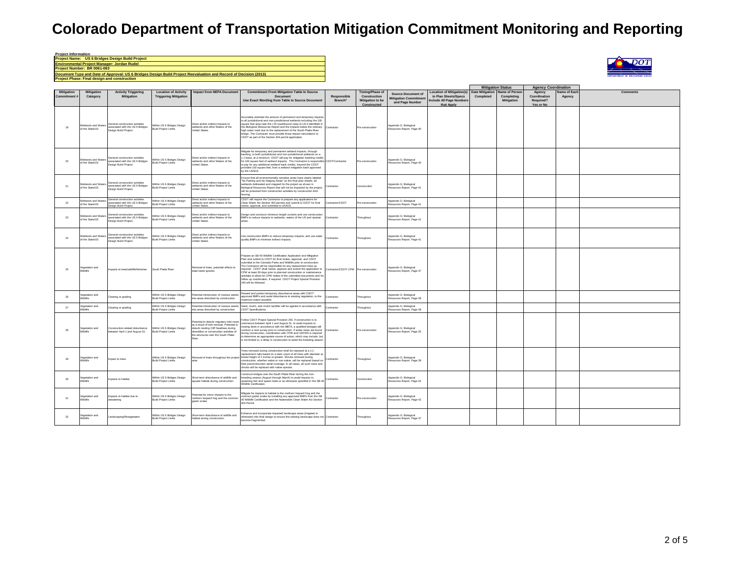# Colorado Department of Transportation Mitigation Commitment Monitoring and Reporting

**Project Information**
**Project Name: US 6 Bridges Design Build Project**
**Environmental Project Manager: Jordan Rudel**
**Project Number: BR 0061-083**
**Document Type and Date of Approval: US 6 Bridges Design Build Project Reevaluation and Record of Decision (2013)**
**Project Phase: Final design and construction**

| Mitigation Commitment # | Mitigation Category | Activity Triggering Mitigation | Location of Activity Triggering Mitigation | Impact from NEPA Document | Commitment From Mitigation Table In Source Document Use Exact Wording from Table in Source Document | Responsible Branch* | Timing/Phase of Construction Mitigation to be Constructed | Source Document of Mitigation Commitment and Page Number | Location of Mitigation(s) in Plan Sheets/Specs Include All Page Numbers that Apply | Mitigation Status: Date Mitigation Completed | Mitigation Status: Name of Person Completing Mitigation | Agency Coordination: Agency Coordination Required? Yes or No | Agency Coordination: Name of Each Agency | Comments |
|---|---|---|---|---|---|---|---|---|---|---|---|---|---|---|
| 19 | Wetlands and Waters of the State/US | General construction activities associated with the US 6 Bridges Design Build Project. | Within US 6 Bridges Design Build Project Limits | Direct and/or indirect impacts to wetlands and other Waters of the United States. | Accurately estimate the amount of permanent and temporary impacts to all jurisdictional and non-jurisdictional wetlands including the 100 square foot area near the I-25 southbound ramp to US 6 identified in the Biological Resources Report and the impacts below the ordinary high water mark due to the replacement of the South Platte River bridge. The Contractor must provide those impact calculations to CDOT as part of the Section 404 permit application. | Contractor | Pre-construction | Appendix G: Biological Resources Report, Page 40 | | | | | | |
| 20 | Wetlands and Waters of the State/US | General construction activities associated with the US 6 Bridges Design Build Project. | Within US 6 Bridges Design Build Project Limits | Direct and/or indirect impacts to wetlands and other Waters of the United States. | Mitigate for temporary and permanent wetland impacts, through banking, to both jurisdictional and non-jurisdictional wetlands on a 1:1 basis, at a minimum. CDOT will pay for mitigation banking credits for 100 square feet of wetland impacts. The Contractor is responsible to pay for any additional wetland bank credits, beyond the CDOT provided 100 square feet, from a wetland mitigation bank approved by the USACE. | CDOT/Contractor | Pre-construction | Appendix G: Biological Resources Report, Page 40 | | | | | | |
| 21 | Wetlands and Waters of the State/US | General construction activities associated with the US 6 Bridges Design Build Project. | Within US 6 Bridges Design Build Project Limits | Direct and/or indirect impacts to wetlands and other Waters of the United States. | Ensure that all environmentally sensitive areas have clearly labeled "No Parking and No Staging Areas" on the final plan sheets; all wetlands delineated and mapped for the project as shown in Biological Resources Report that will not be impacted by the project, will be protected from construction activities by construction limit fencing. | Contractor | Construction | Appendix G: Biological Resources Report, Page 41 | | | | | | |
| 22 | Wetlands and Waters of the State/US | General construction activities associated with the US 6 Bridges Design Build Project. | Within US 6 Bridges Design Build Project Limits | Direct and/or indirect impacts to wetlands and other Waters of the United States. | CDOT will require the Contractor to prepare any applications for Clean Water Act Section 404 permits and submit to CDOT for final review, approval, and submittal to USACE. | Contractor/CDOT | Pre-construction | Appendix G: Biological Resources Report, Page 41 | | | | | | |
| 23 | Wetlands and Waters of the State/US | General construction activities associated with the US 6 Bridges Design Build Project. | Within US 6 Bridges Design Build Project Limits | Direct and/or indirect impacts to wetlands and other Waters of the United States. | Design and construct minimum length culverts and use construction BMPs to reduce impacts to wetlands, waters of the US and riparian areas. | Contractor | Throughout | Appendix G: Biological Resources Report, Page 41 | | | | | | |
| 24 | Wetlands and Waters of the State/US | General construction activities associated with the US 6 Bridges Design Build Project. | Within US 6 Bridges Design Build Project Limits | Direct and/or indirect impacts to wetlands and other Waters of the United States. | Use construction BMPs to reduce temporary impacts; and use water quality BMPs to minimize indirect impacts. | Contractor | Throughout | Appendix G: Biological Resources Report, Page 41 | | | | | | |
| 25 | Vegetation and Wildlife | Impacts to trees/wildlife/fisheries | South Platte River | Removal of trees, potential effects to state listed species | Prepare an SB-40 Wildlife Certification Application and Mitigation Plan and submit to CDOT for final review, approval, and CDOT submittal to the Colorado Parks and Wildlife prior to construction. The Contractor will be responsible for any replacement trees as required. CDOT shall review, approve and submit the application to CPW at least 60 days prior to planned construction or maintenance activities to allow for CPW review of the submitted documents and for follow up coordination, if required. CDOT Project Special Provision 240 will be followed. | Contractor/CDOT/ CPW | Pre-construction | Appendix G: Biological Resources Report, Page 37 | | | | | | |
| 26 | Vegetation and Wildlife | Clearing or grading | Within US 6 Bridges Design Build Project Limits | Potential introduction of noxious weeds into areas disturbed by construction. | Reseed and protect temporary disturbance areas with CDOT-approved BMPs and avoid disturbance to existing vegetation, to the maximum extent possible. | Contractor | Throughout | Appendix G: Biological Resources Report, Page 38 | | | | | | |
| 27 | Vegetation and Wildlife | Clearing or grading | Within US 6 Bridges Design Build Project Limits | Potential introduction of noxious weeds into areas disturbed by construction. | Seed, mulch, and mulch tackifier will be applied in accordance with CDOT Specifications. | Contractor | Throughout | Appendix G: Biological Resources Report, Page 38 | | | | | | |
| 28 | Vegetation and Wildlife | Construction-related disturbance between April 1 and August 31. | Within US 6 Bridges Design Build Project Limits | Potential to disturb migratory bird nests as a result of tree removal. Potential to disturb nesting Cliff Swallows during demolition or construction activities of the structures over the South Platte River. | Follow CDOT Project Special Provision 240. If construction is to commence between April 1 and August 31, to avoid impacts to nesting birds in accordance with the MBTA, a qualified biologist will conduct a nest survey prior to construction. If active nests are found during construction, coordination with CPW and USFWS is required to determine an appropriate course of action, which may include, but is not limited to, a delay in construction to avoid the breeding season. | Contractor | Pre-construction | Appendix G: Biological Resources Report, Page 35 | | | | | | |
| 29 | Vegetation and Wildlife | Impact to trees | Within US 6 Bridges Design Build Project Limits | Removal of trees throughout the project area. | Trees removed during construction shall be replaced at a 1:1 replacement ratio based on a stem count of all trees with diameter at breast height of 2 inches or greater. Shrubs removed during construction, whether native or non-native, will be replaced based on their preconstruction aerial coverage. In all cases, all such trees and shrubs will be replaced with native species. | Contractor | Throughout | Appendix G: Biological Resources Report, Page 39 | | | | | | |
| 30 | Vegetation and Wildlife | Impacts to habitat | Within US 6 Bridges Design Build Project Limits | Short-term disturbance of wildlife and aquatic habitat during construction. | Construct bridges over the South Platte River during the non-breeding season (August through March) to avoid impacts to spawning fish and spawn beds or as otherwise specified in the SB-40 Wildlife Certification. | Contractor | Construction | Appendix G: Biological Resources Report, Page 42 | | | | | | |
| 31 | Vegetation and Wildlife | Impacts to habitat due to dewatering | Within US 6 Bridges Design Build Project Limits | Potential for minor impacts to the northern leopard frog and the common garter snake. | Mitigate for impacts to habitat to the northern leopard frog and the common garter snake by installing any approved BMPs from the SB 40 Wildlife Certification and the Nationwide Clean Water Act Section 404 Permit. | Contractor | Pre-construction | Appendix G: Biological Resources Report, Page 42 | | | | | | |
| 32 | Vegetation and Wildlife | Landscaping/Revegetation | Within US 6 Bridges Design Build Project Limits | Short-term disturbance of wildlife and habitat during construction. | Enhance and incorporate impacted landscape areas (irrigated or otherwise) into final design to ensure the existing landscape does not become fragmented. | Contractor | Throughout | Appendix G: Biological Resources Report, Page 37 | | | | | | |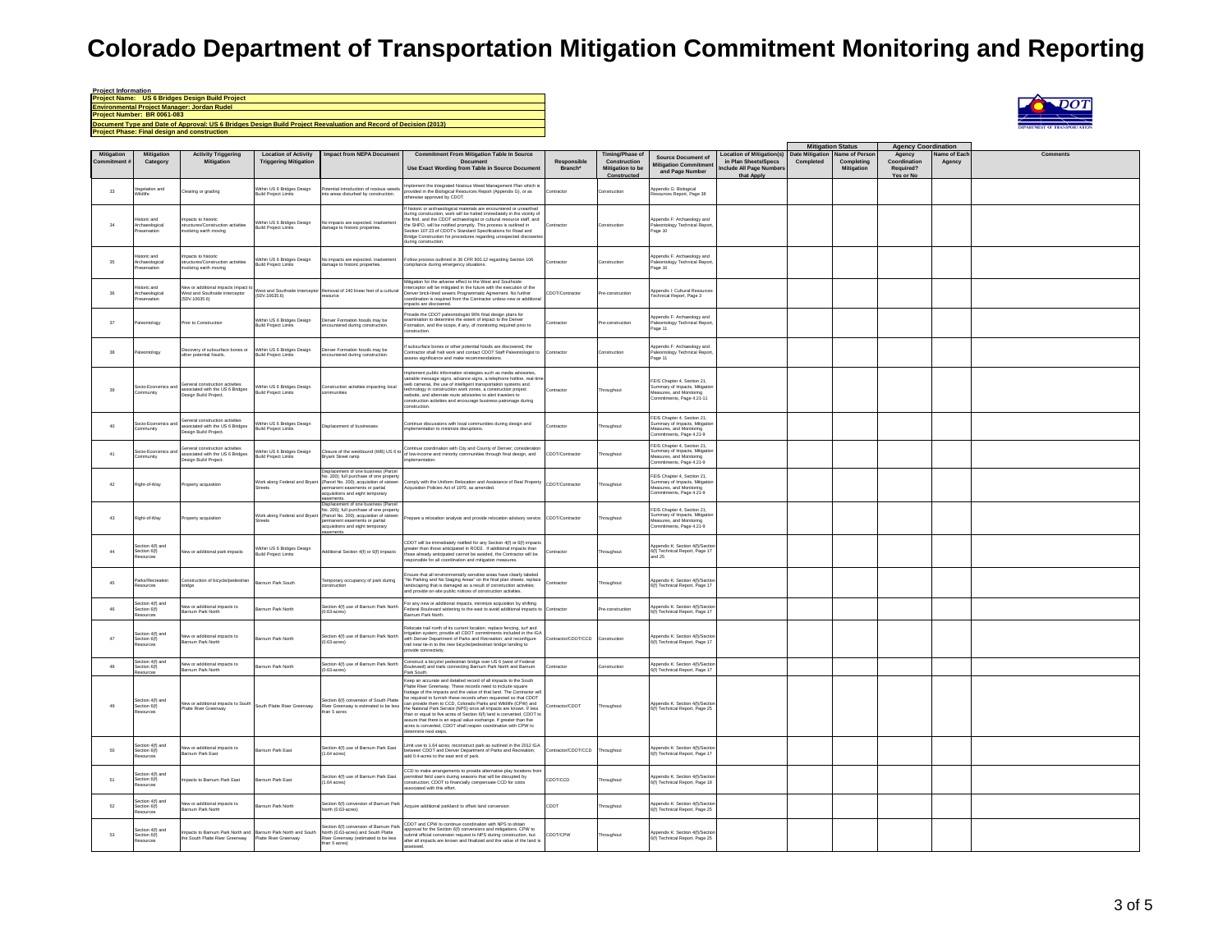# Colorado Department of Transportation Mitigation Commitment Monitoring and Reporting

**Project Information**
**Project Name: US 6 Bridges Design Build Project**
**Environmental Project Manager: Jordan Rudel**
**Project Number: BR 0061-083**
**Document Type and Date of Approval: US 6 Bridges Design Build Project Reevaluation and Record of Decision (2013)**
**Project Phase: Final design and construction**

| Mitigation Commitment # | Mitigation Category | Activity Triggering Mitigation | Location of Activity Triggering Mitigation | Impact from NEPA Document | Commitment From Mitigation Table In Source Document Use Exact Wording from Table in Source Document | Responsible Branch* | Timing/Phase of Construction Mitigation to be Constructed | Source Document of Mitigation Commitment and Page Number | Location of Mitigation(s) in Plan Sheets/Specs Include All Page Numbers that Apply | Mitigation Status: Date Mitigation Completed | Mitigation Status: Name of Person Completing Mitigation | Agency Coordination: Agency Coordination Required? Yes or No | Agency Coordination: Name of Each Agency | Comments |
|---|---|---|---|---|---|---|---|---|---|---|---|---|---|---|
| 33 | Vegetation and Wildlife | Clearing or grading | Within US 6 Bridges Design Build Project Limits | Potential introduction of noxious weeds into areas disturbed by construction. | Implement the Integrated Noxious Weed Management Plan which is provided in the Biological Resources Report (Appendix G), or as otherwise approved by CDOT. | Contractor | Construction | Appendix G: Biological Resources Report, Page 38 | | | | | | |
| 34 | Historic and Archaeological Preservation | Impacts to historic structures/Construction activities involving earth moving | Within US 6 Bridges Design Build Project Limits | No impacts are expected. Inadvertent damage to historic properties. | If historic or archaeological materials are encountered or unearthed during construction, work will be halted immediately in the vicinity of the find, and the CDOT archaeologist or cultural resource staff, and the SHPO, will be notified promptly. This process is outlined in Section 107.23 of CDOT's Standard Specifications for Road and Bridge Construction for procedures regarding unexpected discoveries during construction. | Contractor | Construction | Appendix F: Archaeology and Paleontology Technical Report, Page 10 | | | | | | |
| 35 | Historic and Archaeological Preservation | Impacts to historic structures/Construction activities involving earth moving | Within US 6 Bridges Design Build Project Limits | No impacts are expected. Inadvertent damage to historic properties. | Follow process outlined in 36 CFR 800.12 regarding Section 106 compliance during emergency situations. | Contractor | Construction | Appendix F: Archaeology and Paleontology Technical Report, Page 10 | | | | | | |
| 36 | Historic and Archaeological Preservation | New or additional impacts Impact to West and Southside Interceptor (5DV.10635.6) | West and Southside Interceptor (5DV.10635.6) | Removal of 240 linear feet of a cultural resource | Mitigation for the adverse effect to the West and Southside Interceptor will be mitigated in the future with the execution of the Denver brick-lined sewers Programmatic Agreement. No further coordination is required from the Contractor unless new or additional impacts are discovered. | CDOT/Contractor | Pre-construction | Appendix I: Cultural Resources Technical Report, Page 3 | | | | | | |
| 37 | Paleontology | Prior to Construction | Within US 6 Bridges Design Build Project Limits | Denver Formation fossils may be encountered during construction. | Provide the CDOT paleontologist 90% final design plans for examination to determine the extent of impact to the Denver Formation, and the scope, if any, of monitoring required prior to construction. | Contractor | Pre-construction | Appendix F: Archaeology and Paleontology Technical Report, Page 11 | | | | | | |
| 38 | Paleontology | Discovery of subsurface bones or other potential fossils. | Within US 6 Bridges Design Build Project Limits | Denver Formation fossils may be encountered during construction. | If subsurface bones or other potential fossils are discovered, the Contractor shall halt work and contact CDOT Staff Paleontologist to assess significance and make recommendations. | Contractor | Construction | Appendix F: Archaeology and Paleontology Technical Report, Page 11 | | | | | | |
| 39 | Socio-Economics and Community | General construction activities associated with the US 6 Bridges Design Build Project. | Within US 6 Bridges Design Build Project Limits | Construction activities impacting local communities | Implement public information strategies such as media advisories, variable message signs, advance signs, a telephone hotline, real-time web cameras, the use of intelligent transportation systems and technology in construction work zones, a construction project website, and alternate route advisories to alert travelers to construction activities and encourage business patronage during construction. | Contractor | Throughout | FEIS Chapter 4, Section 21, Summary of Impacts, Mitigation Measures, and Monitoring Commitments, Page 4.21-11 | | | | | | |
| 40 | Socio-Economics and Community | General construction activities associated with the US 6 Bridges Design Build Project. | Within US 6 Bridges Design Build Project Limits | Displacement of businesses | Continue discussions with local communities during design and implementation to minimize disruptions. | Contractor | Throughout | FEIS Chapter 4, Section 21, Summary of Impacts, Mitigation Measures, and Monitoring Commitments, Page 4.21-9 | | | | | | |
| 41 | Socio-Economics and Community | General construction activities associated with the US 6 Bridges Design Build Project. | Within US 6 Bridges Design Build Project Limits | Closure of the westbound (WB) US 6 to Bryant Street ramp | Continue coordination with City and County of Denver; consideration of low-income and minority communities through final design, and implementation. | CDOT/Contractor | Throughout | FEIS Chapter 4, Section 21, Summary of Impacts, Mitigation Measures, and Monitoring Commitments, Page 4.21-9 | | | | | | |
| 42 | Right-of-Way | Property acquisition | Work along Federal and Bryant Streets | Displacement of one business (Parcel No. 200); full purchase of one property (Parcel No. 200); acquisition of sixteen permanent easements or partial acquisitions and eight temporary easements. | Comply with the Uniform Relocation and Assistance of Real Property Acquisition Policies Act of 1970, as amended. | CDOT/Contractor | Throughout | FEIS Chapter 4, Section 21, Summary of Impacts, Mitigation Measures, and Monitoring Commitments, Page 4.21-9 | | | | | | |
| 43 | Right-of-Way | Property acquisition | Work along Federal and Bryant Streets | Displacement of one business (Parcel No. 200); full purchase of one property (Parcel No. 200); acquisition of sixteen permanent easements or partial acquisitions and eight temporary easements. | Prepare a relocation analysis and provide relocation advisory service. | CDOT/Contractor | Throughout | FEIS Chapter 4, Section 21, Summary of Impacts, Mitigation Measures, and Monitoring Commitments, Page 4.21-9 | | | | | | |
| 44 | Section 4(f) and Section 6(f) Resources | New or additional park impacts | Within US 6 Bridges Design Build Project Limits | Additional Section 4(f) or 6(f) impacts | CDOT will be immediately notified for any Section 4(f) or 6(f) impacts greater than those anticipated in ROD2. If additional impacts than those already anticipated cannot be avoided, the Contractor will be responsible for all coordination and mitigation measures. | Contractor | Throughout | Appendix K: Section 4(f)/Section 6(f) Technical Report, Page 17 and 25 | | | | | | |
| 45 | Parks/Recreation Resources | Construction of bicycle/pedestrian bridge | Barnum Park South | Temporary occupancy of park during construction | Ensure that all environmentally sensitive areas have clearly labeled "No Parking and No Staging Areas" on the final plan sheets; replace landscaping that is damaged as a result of construction activities; and provide on-site public notices of construction activities. | Contractor | Throughout | Appendix K: Section 4(f)/Section 6(f) Technical Report, Page 17 | | | | | | |
| 46 | Section 4(f) and Section 6(f) Resources | New or additional impacts to Barnum Park North | Barnum Park North | Section 4(f) use of Barnum Park North (0.63-acres) | For any new or additional impacts, minimize acquisition by shifting Federal Boulevard widening to the east to avoid additional impacts to Barnum Park North. | Contractor | Pre-construction | Appendix K: Section 4(f)/Section 6(f) Technical Report, Page 17 | | | | | | |
| 47 | Section 4(f) and Section 6(f) Resources | New or additional impacts to Barnum Park North | Barnum Park North | Section 4(f) use of Barnum Park North (0.63-acres) | Relocate trail north of its current location; replace fencing, turf and irrigation system; provide all CDOT commitments included in the IGA with Denver Department of Parks and Recreation; and reconfigure trail near tie-in to the new bicycle/pedestrian bridge landing to provide connectivity. | Contractor/CDOT/CCD | Construction | Appendix K: Section 4(f)/Section 6(f) Technical Report, Page 17 | | | | | | |
| 48 | Section 4(f) and Section 6(f) Resources | New or additional impacts to Barnum Park North | Barnum Park North | Section 4(f) use of Barnum Park North (0.63-acres) | Construct a bicycle/ pedestrian bridge over US 6 (west of Federal Boulevard) and trails connecting Barnum Park North and Barnum Park South. | Contractor | Construction | Appendix K: Section 4(f)/Section 6(f) Technical Report, Page 17 | | | | | | |
| 49 | Section 4(f) and Section 6(f) Resources | New or additional impacts to South Platte River Greenway | South Platte River Greenway | Section 6(f) conversion of South Platte River Greenway is estimated to be less than 5 acres | Keep an accurate and detailed record of all impacts to the South Platte River Greenway. These records need to include square footage of the impacts and the value of that land. The Contractor will be required to furnish these records when requested so that CDOT can provide them to CCD, Colorado Parks and Wildlife (CPW) and the National Park Service (NPS) once all impacts are known. If less than or equal to five acres of Section 6(f) land is converted, CDOT to assure that there is an equal value exchange. If greater than five acres is converted, CDOT shall reopen coordination with CPW to determine next steps. | Contractor/CDOT | Throughout | Appendix K: Section 4(f)/Section 6(f) Technical Report, Page 25 | | | | | | |
| 50 | Section 4(f) and Section 6(f) Resources | New or additional impacts to Barnum Park East | Barnum Park East | Section 4(f) use of Barnum Park East (1.64 acres) | Limit use to 1.64 acres; reconstruct park as outlined in the 2012 IGA between CDOT and Denver Department of Parks and Recreation; add 0.4-acres to the east end of park. | Contractor/CDOT/CCD | Throughout | Appendix K: Section 4(f)/Section 6(f) Technical Report, Page 17 | | | | | | |
| 51 | Section 4(f) and Section 6(f) Resources | Impacts to Barnum Park East | Barnum Park East | Section 4(f) use of Barnum Park East (1.64 acres) | CCD to make arrangements to provide alternative play locations from permitted field users during seasons that will be disrupted by construction; CDOT to financially compensate CCD for costs associated with this effort. | CDOT/CCD | Throughout | Appendix K: Section 4(f)/Section 6(f) Technical Report, Page 18 | | | | | | |
| 52 | Section 4(f) and Section 6(f) Resources | New or additional impacts to Barnum Park North | Barnum Park North | Section 6(f) conversion of Barnum Park North (0.63-acres) | Acquire additional parkland to offset land conversion | CDOT | Throughout | Appendix K: Section 4(f)/Section 6(f) Technical Report, Page 25 | | | | | | |
| 53 | Section 4(f) and Section 6(f) Resources | Impacts to Barnum Park North and the South Platte River Greenway | Barnum Park North and South Platte River Greenway | Section 6(f) conversion of Barnum Park North (0.63-acres) and South Platte River Greenway (estimated to be less than 5 acres) | CDOT and CPW to continue coordination with NPS to obtain approval for the Section 6(f) conversions and mitigations. CPW to submit official conversion request to NPS during construction, but after all impacts are known and finalized and the value of the land is assessed. | CDOT/CPW | Throughout | Appendix K: Section 4(f)/Section 6(f) Technical Report, Page 25 | | | | | | |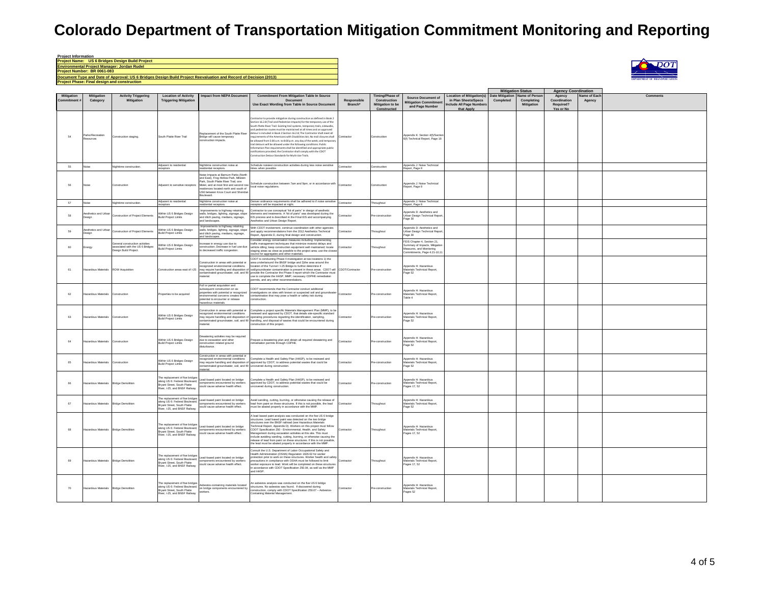# Colorado Department of Transportation Mitigation Commitment Monitoring and Reporting

**Project Information**

**Project Name: US 6 Bridges Design Build Project**
**Environmental Project Manager: Jordan Rudel**
**Project Number: BR 0061-083**
**Document Type and Date of Approval: US 6 Bridges Design Build Project Reevaluation and Record of Decision (2013)**
**Project Phase: Final design and construction**

| Mitigation Commitment # | Mitigation Category | Activity Triggering Mitigation | Location of Activity Triggering Mitigation | Impact from NEPA Document | Commitment From Mitigation Table In Source Document Use Exact Wording from Table in Source Document | Responsible Branch* | Timing/Phase of Construction Mitigation to be Constructed | Source Document of Mitigation Commitment and Page Number | Location of Mitigation(s) in Plan Sheets/Specs Include All Page Numbers that Apply | Mitigation Status: Date Mitigation Completed | Mitigation Status: Name of Person Completing Mitigation | Agency Coordination: Agency Coordination Required? Yes or No | Agency Coordination: Name of Each Agency | Comments |
|---|---|---|---|---|---|---|---|---|---|---|---|---|---|---|
| 54 | Parks/Recreation Resources | Construction staging. | South Platte River Trail | Replacement of the South Platte River Bridge will cause temporary construction impacts. | Contractor to provide mitigation during construction as defined in Book 2 Section 16.2.8 (Trail and Pedestrian Impacts) for the temporary use of the South Platte River Trail: Existing trail systems, temporary trails, sidewalks, and pedestrian routes must be maintained at all times and an approved detour is included in Book 2 Section 16.2.8; The Contractor shall meet all requirements of the Americans with Disabilities Act; No trail closures shall be allowed from 5:00 a.m. to 8:00 p.m. any day of the week; and temporary trail detours will be allowed under the following conditions: Public Information Plan requirements shall be identified and appropriate public notifications provided; the Contractor shall comply with the CDOT Construction Detour Standards for Multi-Use Trails | Contractor | Construction | Appendix K: Section 4(f)/Section 6(f) Technical Report, Page 18 | | | | | | |
| 55 | Noise | Nighttime construction. | Adjacent to residential receptors | Nighttime construction noise at residential receptors. | Schedule noisiest construction activities during less noise sensitive times when possible. | Contractor | Construction | Appendix J: Noise Technical Report, Page 8 | | | | | | |
| 56 | Noise | Construction | Adjacent to sensitive receptors | Noise Impacts at Barnum Parks (North and East), Frog Hollow Park, Milstein Park, South Platte River Trail, one Motel, and at most first and second row residences located north and south of US6 between Knox Court and Sheridan Boulevard. | Schedule construction between 7am and 9pm, or in accordance with local noise regulations. | Contractor | Construction | Appendix J: Noise Technical Report, Page 8 | | | | | | |
| 57 | Noise | Nighttime construction. | Adjacent to residential receptors | Nighttime construction noise at residential receptors. | Denver ordinance requirements shall be adhered to if noise sensitive receptors will be impacted at night. | Contractor | Throughout | Appendix J: Noise Technical Report, Page 8 | | | | | | |
| 58 | Aesthetics and Urban Design | Construction of Project Elements | Within US 6 Bridges Design Build Project Limits | Improvements to highway retaining walls, bridges, lighting, signage, slope and ditch paving, medians, signage, and landscapes. | Contractor to use conceptual "kit of parts" in design of aesthetic elements and treatments. A "kit of parts" was developed during the EIS process and is described in the Final EIS and accompanying Aesthetics and Urban Design Report. | Contractor | Pre-construction | Appendix D: Aesthetics and Urban Design Technical Report, Page 30 | | | | | | |
| 59 | Aesthetics and Urban Design | Construction of Project Elements | Within US 6 Bridges Design Build Project Limits | Improvements to highway retaining walls, bridges, lighting, signage, slope and ditch paving, medians, signage, and landscapes. | With CDOT involvement, continue coordination with other agencies and apply recommendations from the 2012 Aesthetics Technical Report, Appendix D, during final design and construction. | Contractor | Throughout | Appendix D: Aesthetics and Urban Design Technical Report, Page 30 | | | | | | |
| 60 | Energy | General construction activities associated with the US 6 Bridges Design Build Project. | Within US 6 Bridges Design Build Project Limits | Increase in energy use due to construction; Decrease in fuel use due to decreased traffic congestion. | Consider energy conservation measures including: Implementing traffic management techniques that minimize motorist delays and vehicle idling; keep construction equipment well maintained; locate staging areas as close as possible to the project area; use the closest source for aggregates and other materials. | Contractor | Throughout | FEIS Chapter 4, Section 21, Summary of Impacts, Mitigation Measures, and Monitoring Commitments, Page 4.21-10,11 | | | | | | |
| 61 | Hazardous Materials | ROW Acquisition | Construction areas east of I-25 | Construction in areas with potential or recognized environmental conditions may require handling and disposition of contaminated groundwater, soil, and fill material. | CDOT is conducting Phase II investigation at two locations 1) the area under/around the BNSF bridge and 2)the area around the location of the Tunnel / I-25 Bridge to further determine if soil/groundwater contamination is present in these areas. CDOT will provide the Contractor the Phase II report which the Contractor must use to complete the HASP, MMP, necessary CDPHE remediation permits, and any other recommendations. | CDOT/Contractor | Pre-construction | Appendix H: Hazardous Materials Technical Report, Page 52 | | | | | | |
| 62 | Hazardous Materials | Construction | Properties to be acquired | Full or partial acquisition and subsequent construction on six properties with potential or recognized environmental concerns creates the potential to encounter or release hazardous materials. | CDOT recommends that the Contractor conduct additional investigations on sites with known or suspected soil and groundwater contamination that may pose a health or safety risk during construction. | Contractor | Pre-construction | Appendix H: Hazardous Materials Technical Report, Table 4 | | | | | | |
| 63 | Hazardous Materials | Construction | Within US 6 Bridges Design Build Project Limits | Construction in areas with potential or recognized environmental conditions may require handling and disposition of contaminated groundwater, soil, and fill material. | Complete a project specific Materials Management Plan (MMP), to be reviewed and approved by CDOT, that details site-specific standard operating procedures regarding the identification, sampling, handling, and disposal of wastes that could be encountered during construction of this project. | Contractor | Pre-construction | Appendix H: Hazardous Materials Technical Report, Page 52 | | | | | | |
| 64 | Hazardous Materials | Construction | Within US 6 Bridges Design Build Project Limits | Dewatering activities may be required due to excavation and other construction related ground disturbance. | Prepare a dewatering plan and obtain all required dewatering and remediation permits through CDPHE. | Contractor | Pre-construction | Appendix H: Hazardous Materials Technical Report, Page 52 | | | | | | |
| 65 | Hazardous Materials | Construction | Within US 6 Bridges Design Build Project Limits | Construction in areas with potential or recognized environmental conditions may require handling and disposition of contaminated groundwater, soil, and fill material. | Complete a Health and Safety Plan (HASP), to be reviewed and approved by CDOT, to address potential wastes that could be uncovered during construction. | Contractor | Pre-construction | Appendix H: Hazardous Materials Technical Report, Page 52 | | | | | | |
| 66 | Hazardous Materials | Bridge Demolition | The replacement of five bridges along US 6: Federal Boulevard, Bryant Street, South Platte River, I-25, and BNSF Railway | Lead-based paint located on bridge components encountered by workers could cause adverse health effect. | Complete a Health and Safety Plan (HASP), to be reviewed and approved by CDOT, to address potential wastes that could be uncovered during construction. | Contractor | Pre-construction | Appendix H: Hazardous Materials Technical Report, Pages 17, 52 | | | | | | |
| 67 | Hazardous Materials | Bridge Demolition | The replacement of five bridges along US 6: Federal Boulevard, Bryant Street, South Platte River, I-25, and BNSF Railway | Lead-based paint located on bridge components encountered by workers could cause adverse health effect. | Avoid sanding, cutting, burning, or otherwise causing the release of lead from paint on these structures. If this is not possible, the lead must be abated properly in accordance with the MMP. | Contractor | Throughout | Appendix H: Hazardous Materials Technical Report, Page 52 | | | | | | |
| 68 | Hazardous Materials | Bridge Demolition | The replacement of five bridges along US 6: Federal Boulevard, Bryant Street, South Platte River, I-25, and BNSF Railway | Lead-based paint located on bridge components encountered by workers could cause adverse health effect. | A lead based paint analysis was conducted on the five US 6 bridge structures. Lead based paint was detected on the two bridge structures over the BNSF railroad (see Hazardous Materials Technical Report, Appendix D). Workers on this project must follow CDOT Specification 250 - Environmental, Health, and Safety Management during excavation activities at this site. This must include avoiding sanding, cutting, burning, or otherwise causing the release of lead from paint on these structures. If this is not possible, the lead must be abated properly in accordance with the MMP. | Contractor | Throughout | Appendix H: Hazardous Materials Technical Report, Pages 17, 52 | | | | | | |
| 69 | Hazardous Materials | Bridge Demolition | The replacement of five bridges along US 6: Federal Boulevard, Bryant Street, South Platte River, I-25, and BNSF Railway | Lead-based paint located on bridge components encountered by workers could cause adverse health effect. | Consult the U.S. Department of Labor Occupational Safety and Health Administration (OSHA) Regulation 1926.62 for worker protection prior to work on these structures. Worker health and safety precautions in compliance with OSHA must be followed to limit worker exposure to lead. Work will be completed on these structures in accordance with CDOT Specification 250.04, as well as the MMP and HASP. | Contractor | Throughout | Appendix H: Hazardous Materials Technical Report, Pages 17, 52 | | | | | | |
| 70 | Hazardous Materials | Bridge Demolition | The replacement of five bridges along US 6: Federal Boulevard, Bryant Street, South Platte River, I-25, and BNSF Railway | Asbestos-containing materials located on bridge components encountered by workers. | An asbestos analysis was conducted on the five US 6 bridge structures. No asbestos was found. If discovered during construction, comply with CDOT Specification 250.07 – Asbestos-Containing Material Management. | Contractor | Pre-construction | Appendix H: Hazardous Materials Technical Report, Pages 52 | | | | | | |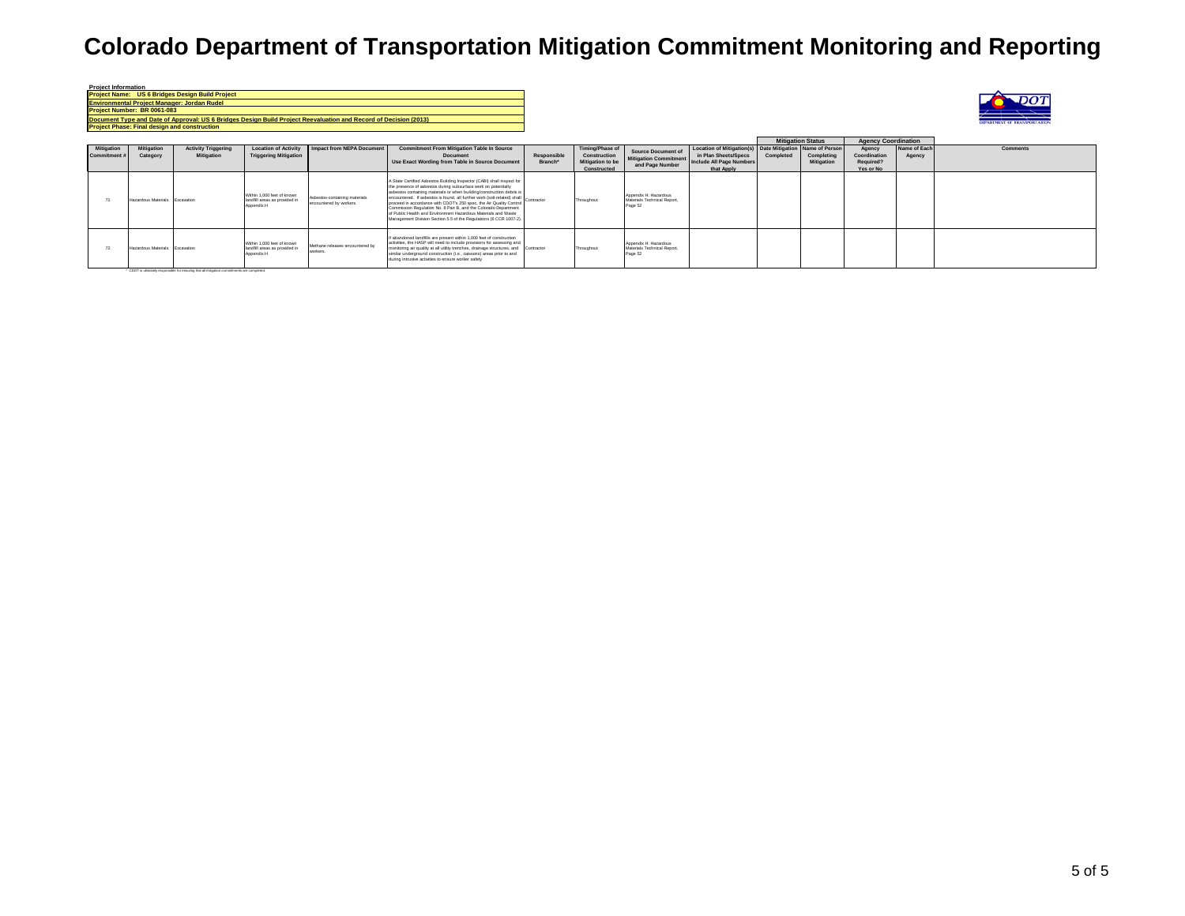# Colorado Department of Transportation Mitigation Commitment Monitoring and Reporting

**Project Information**

**Project Name: US 6 Bridges Design Build Project**

**Environmental Project Manager: Jordan Rudel**

**Project Number: BR 0061-083**

**Document Type and Date of Approval: US 6 Bridges Design Build Project Reevaluation and Record of Decision (2013)**

**Project Phase: Final design and construction**

| | | | | | | | | | | | Mitigation Status | | Agency Coordination | | |
|---|---|---|---|---|---|---|---|---|---|---|---|---|---|---|---|
| **Mitigation Commitment #** | **Mitigation Category** | **Activity Triggering Mitigation** | **Location of Activity Triggering Mitigation** | **Impact from NEPA Document** | **Commitment From Mitigation Table In Source Document Use Exact Wording from Table in Source Document** | **Responsible Branch*** | **Timing/Phase of Construction Mitigation to be Constructed** | **Source Document of Mitigation Commitment and Page Number** | **Location of Mitigation(s) in Plan Sheets/Specs Include All Page Numbers that Apply** | **Date Mitigation Completed** | **Name of Person Completing Mitigation** | **Agency Coordination Required? Yes or No** | **Name of Each Agency** | **Comments** |
| 71 | Hazardous Materials | Excavation | Within 1,000 feet of known landfill areas as provided in Appendix H | Asbestos-containing materials encountered by workers. | A State Certified Asbestos Building Inspector (CABI) shall inspect for the presence of asbestos during subsurface work on potentially asbestos containing materials or when building/construction debris is encountered. If asbestos is found, all further work (soil-related) shall proceed in accordance with CDOT's 250 spec, the Air Quality Control Commission Regulation No. 8 Part B, and the Colorado Department of Public Health and Environment Hazardous Materials and Waste Management Division Section 5.5 of the Regulations (6 CCR 1007-2). | Contractor | Throughout | Appendix H: Hazardous Materials Technical Report, Page 52 | | | | | | |
| 72 | Hazardous Materials | Excavation | Within 1,000 feet of known landfill areas as provided in Appendix H | Methane releases encountered by workers. | If abandoned landfills are present within 1,000 feet of construction activities, the HASP will need to include provisions for assessing and monitoring air quality at all utility trenches, drainage structures, and similar underground construction (i.e., caissons) areas prior to and during intrusive activities to ensure worker safety | Contractor | Throughout | Appendix H: Hazardous Materials Technical Report, Page 52 | | | | | | |

* CDOT is ultimately responsible for ensuring that all mitigation commitments are completed.